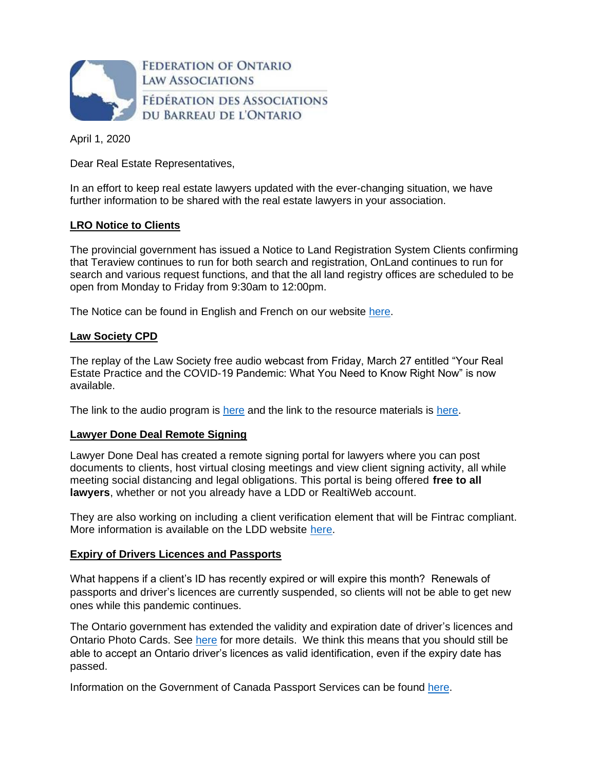FEDERATION OF ONTARIO LAW ASSOCIATIONS

FÉDÉRATION DES ASSOCIATIONS DU BARREAU DE L'ONTARIO

April 1, 2020

Dear Real Estate Representatives,

In an effort to keep real estate lawyers updated with the ever-changing situation, we have further information to be shared with the real estate lawyers in your association.

**LRO Notice to Clients**

The provincial government has issued a Notice to Land Registration System Clients confirming that Teraview continues to run for both search and registration, OnLand continues to run for search and various request functions, and that the all land registry offices are scheduled to be open from Monday to Friday from 9:30am to 12:00pm.

The Notice can be found in English and French on our website here.

**Law Society CPD**

The replay of the Law Society free audio webcast from Friday, March 27 entitled "Your Real Estate Practice and the COVID-19 Pandemic: What You Need to Know Right Now" is now available.

The link to the audio program is here and the link to the resource materials is here.

**Lawyer Done Deal Remote Signing**

Lawyer Done Deal has created a remote signing portal for lawyers where you can post documents to clients, host virtual closing meetings and view client signing activity, all while meeting social distancing and legal obligations. This portal is being offered **free to all lawyers**, whether or not you already have a LDD or RealtiWeb account.

They are also working on including a client verification element that will be Fintrac compliant. More information is available on the LDD website here.

**Expiry of Drivers Licences and Passports**

What happens if a client's ID has recently expired or will expire this month? Renewals of passports and driver's licences are currently suspended, so clients will not be able to get new ones while this pandemic continues.

The Ontario government has extended the validity and expiration date of driver's licences and Ontario Photo Cards. See here for more details. We think this means that you should still be able to accept an Ontario driver's licences as valid identification, even if the expiry date has passed.

Information on the Government of Canada Passport Services can be found here.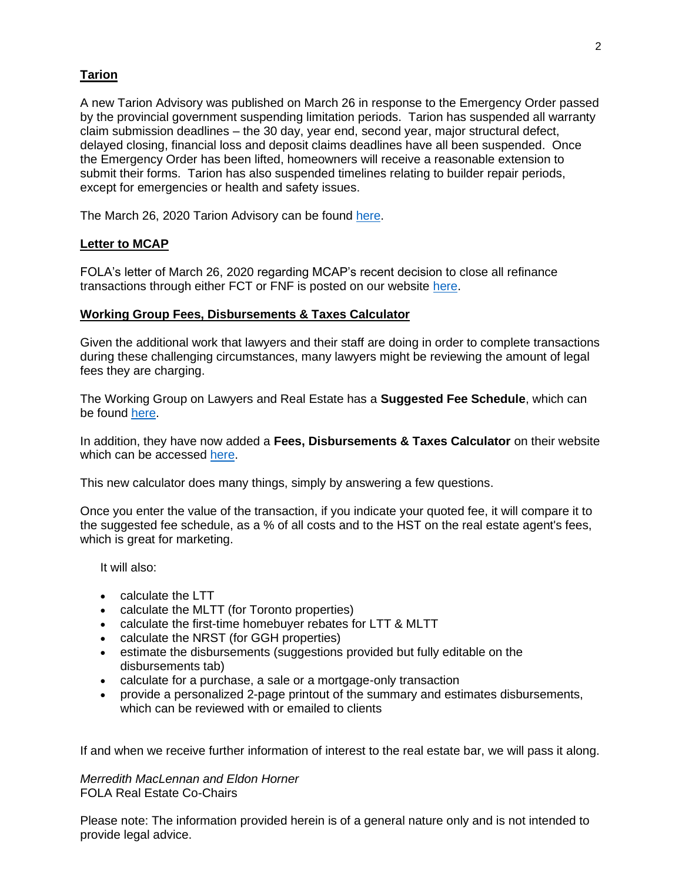## Tarion

A new Tarion Advisory was published on March 26 in response to the Emergency Order passed by the provincial government suspending limitation periods. Tarion has suspended all warranty claim submission deadlines – the 30 day, year end, second year, major structural defect, delayed closing, financial loss and deposit claims deadlines have all been suspended. Once the Emergency Order has been lifted, homeowners will receive a reasonable extension to submit their forms. Tarion has also suspended timelines relating to builder repair periods, except for emergencies or health and safety issues.

The March 26, 2020 Tarion Advisory can be found here.

## Letter to MCAP

FOLA's letter of March 26, 2020 regarding MCAP's recent decision to close all refinance transactions through either FCT or FNF is posted on our website here.

## Working Group Fees, Disbursements & Taxes Calculator

Given the additional work that lawyers and their staff are doing in order to complete transactions during these challenging circumstances, many lawyers might be reviewing the amount of legal fees they are charging.

The Working Group on Lawyers and Real Estate has a **Suggested Fee Schedule**, which can be found here.

In addition, they have now added a **Fees, Disbursements & Taxes Calculator** on their website which can be accessed here.

This new calculator does many things, simply by answering a few questions.

Once you enter the value of the transaction, if you indicate your quoted fee, it will compare it to the suggested fee schedule, as a % of all costs and to the HST on the real estate agent's fees, which is great for marketing.

It will also:

- calculate the LTT
- calculate the MLTT (for Toronto properties)
- calculate the first-time homebuyer rebates for LTT & MLTT
- calculate the NRST (for GGH properties)
- estimate the disbursements (suggestions provided but fully editable on the disbursements tab)
- calculate for a purchase, a sale or a mortgage-only transaction
- provide a personalized 2-page printout of the summary and estimates disbursements, which can be reviewed with or emailed to clients

If and when we receive further information of interest to the real estate bar, we will pass it along.

*Merredith MacLennan and Eldon Horner*
FOLA Real Estate Co-Chairs

Please note: The information provided herein is of a general nature only and is not intended to provide legal advice.